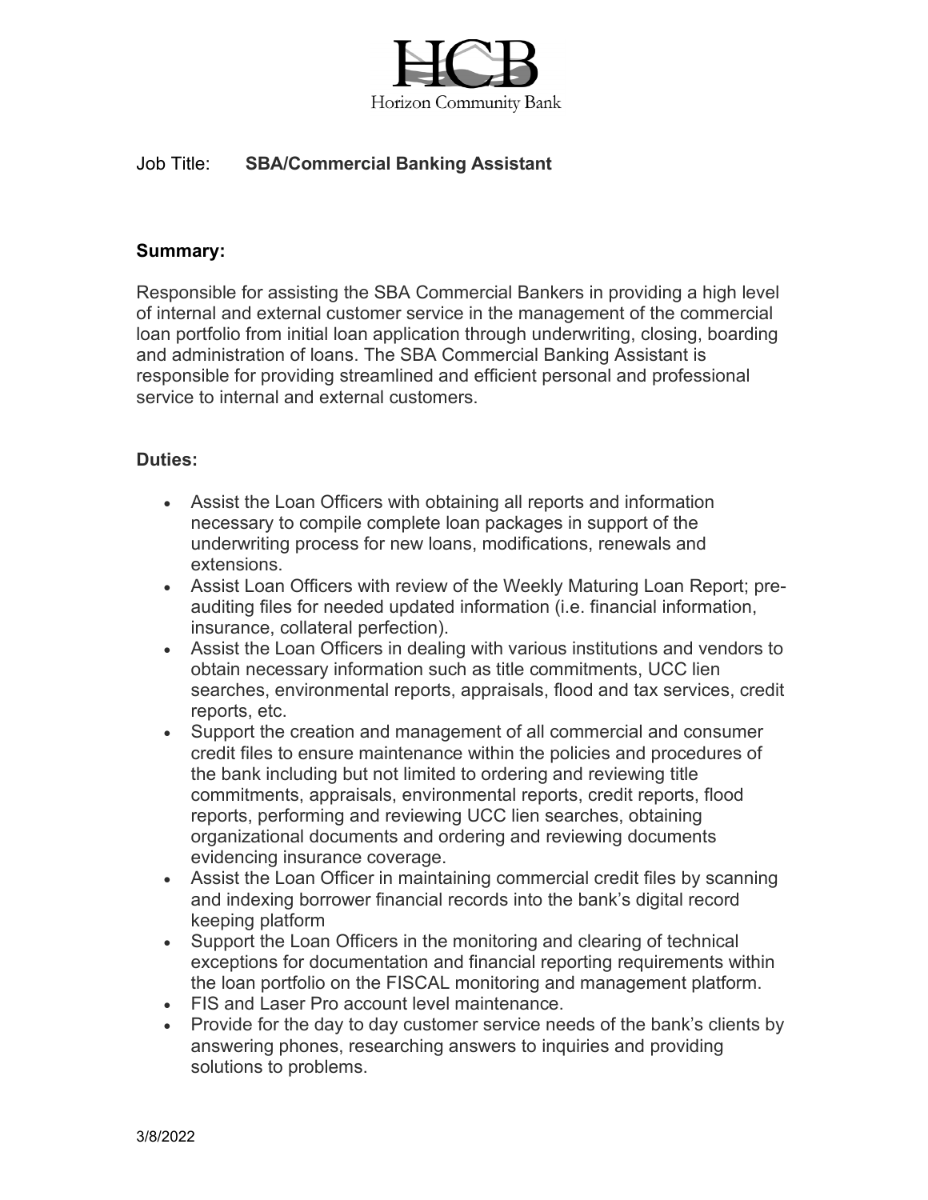HCB

Horizon Community Bank

Job Title: **SBA/Commercial Banking Assistant**

**Summary:**

Responsible for assisting the SBA Commercial Bankers in providing a high level of internal and external customer service in the management of the commercial loan portfolio from initial loan application through underwriting, closing, boarding and administration of loans. The SBA Commercial Banking Assistant is responsible for providing streamlined and efficient personal and professional service to internal and external customers.

**Duties:**

- Assist the Loan Officers with obtaining all reports and information necessary to compile complete loan packages in support of the underwriting process for new loans, modifications, renewals and extensions.
- Assist Loan Officers with review of the Weekly Maturing Loan Report; pre-auditing files for needed updated information (i.e. financial information, insurance, collateral perfection).
- Assist the Loan Officers in dealing with various institutions and vendors to obtain necessary information such as title commitments, UCC lien searches, environmental reports, appraisals, flood and tax services, credit reports, etc.
- Support the creation and management of all commercial and consumer credit files to ensure maintenance within the policies and procedures of the bank including but not limited to ordering and reviewing title commitments, appraisals, environmental reports, credit reports, flood reports, performing and reviewing UCC lien searches, obtaining organizational documents and ordering and reviewing documents evidencing insurance coverage.
- Assist the Loan Officer in maintaining commercial credit files by scanning and indexing borrower financial records into the bank's digital record keeping platform
- Support the Loan Officers in the monitoring and clearing of technical exceptions for documentation and financial reporting requirements within the loan portfolio on the FISCAL monitoring and management platform.
- FIS and Laser Pro account level maintenance.
- Provide for the day to day customer service needs of the bank's clients by answering phones, researching answers to inquiries and providing solutions to problems.

3/8/2022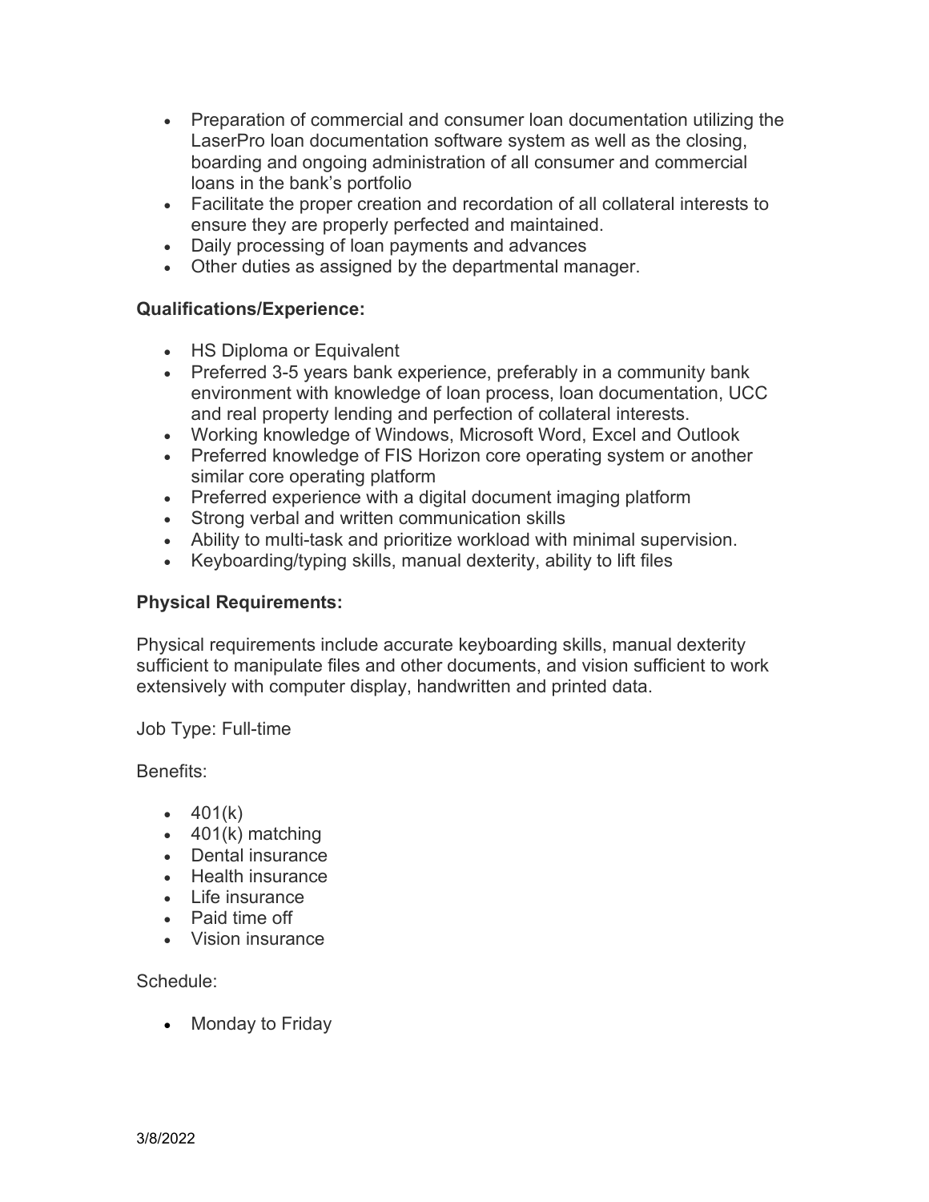- Preparation of commercial and consumer loan documentation utilizing the LaserPro loan documentation software system as well as the closing, boarding and ongoing administration of all consumer and commercial loans in the bank's portfolio
- Facilitate the proper creation and recordation of all collateral interests to ensure they are properly perfected and maintained.
- Daily processing of loan payments and advances
- Other duties as assigned by the departmental manager.

**Qualifications/Experience:**

- HS Diploma or Equivalent
- Preferred 3-5 years bank experience, preferably in a community bank environment with knowledge of loan process, loan documentation, UCC and real property lending and perfection of collateral interests.
- Working knowledge of Windows, Microsoft Word, Excel and Outlook
- Preferred knowledge of FIS Horizon core operating system or another similar core operating platform
- Preferred experience with a digital document imaging platform
- Strong verbal and written communication skills
- Ability to multi-task and prioritize workload with minimal supervision.
- Keyboarding/typing skills, manual dexterity, ability to lift files

**Physical Requirements:**

Physical requirements include accurate keyboarding skills, manual dexterity sufficient to manipulate files and other documents, and vision sufficient to work extensively with computer display, handwritten and printed data.

Job Type: Full-time

Benefits:

- 401(k)
- 401(k) matching
- Dental insurance
- Health insurance
- Life insurance
- Paid time off
- Vision insurance

Schedule:

- Monday to Friday

3/8/2022